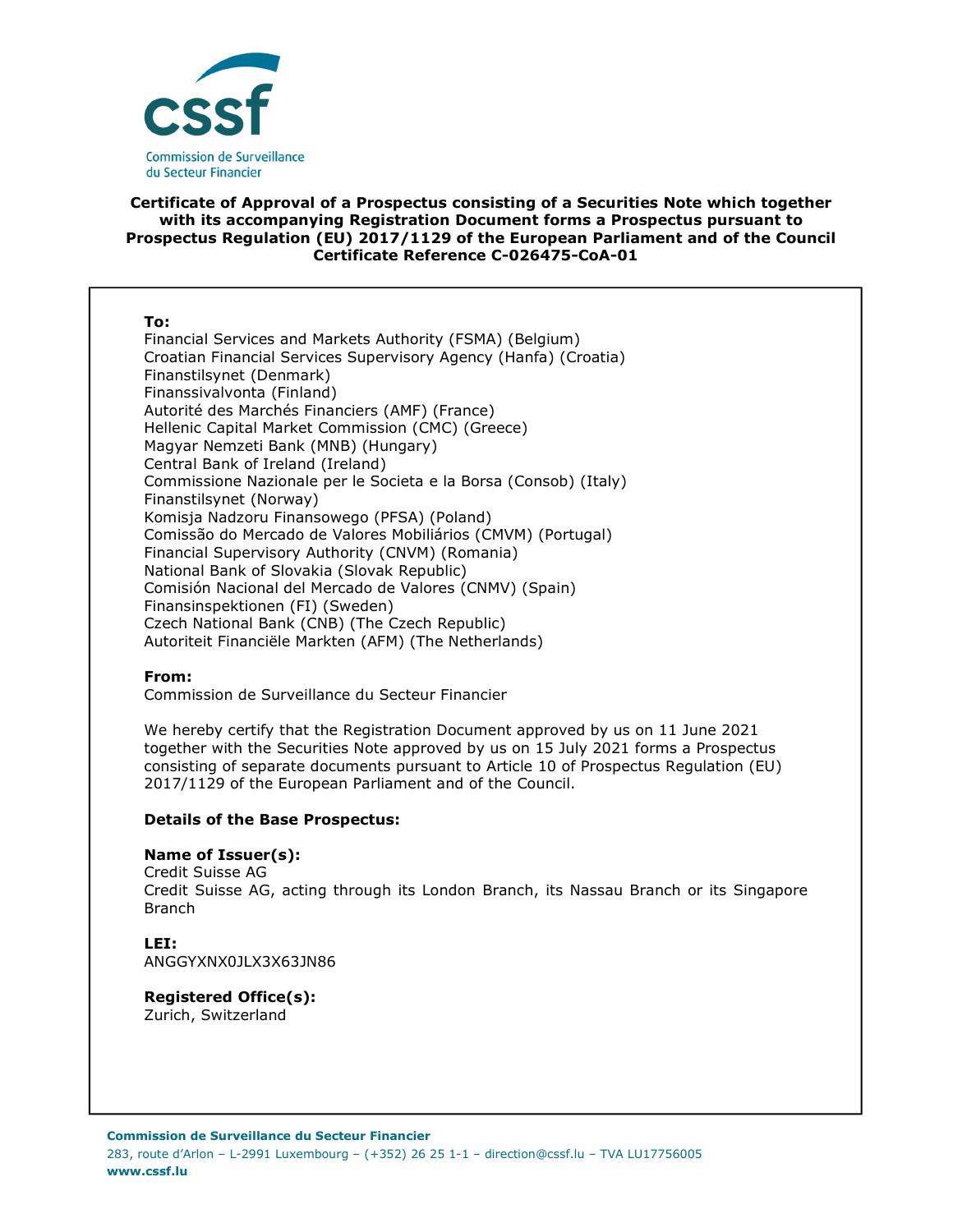cssf

Commission de Surveillance du Secteur Financier

**Certificate of Approval of a Prospectus consisting of a Securities Note which together with its accompanying Registration Document forms a Prospectus pursuant to Prospectus Regulation (EU) 2017/1129 of the European Parliament and of the Council Certificate Reference C-026475-CoA-01**

**To:**
Financial Services and Markets Authority (FSMA) (Belgium)
Croatian Financial Services Supervisory Agency (Hanfa) (Croatia)
Finanstilsynet (Denmark)
Finanssivalvonta (Finland)
Autorité des Marchés Financiers (AMF) (France)
Hellenic Capital Market Commission (CMC) (Greece)
Magyar Nemzeti Bank (MNB) (Hungary)
Central Bank of Ireland (Ireland)
Commissione Nazionale per le Societa e la Borsa (Consob) (Italy)
Finanstilsynet (Norway)
Komisja Nadzoru Finansowego (PFSA) (Poland)
Comissão do Mercado de Valores Mobiliários (CMVM) (Portugal)
Financial Supervisory Authority (CNVM) (Romania)
National Bank of Slovakia (Slovak Republic)
Comisión Nacional del Mercado de Valores (CNMV) (Spain)
Finansinspektionen (FI) (Sweden)
Czech National Bank (CNB) (The Czech Republic)
Autoriteit Financiële Markten (AFM) (The Netherlands)

**From:**
Commission de Surveillance du Secteur Financier

We hereby certify that the Registration Document approved by us on 11 June 2021 together with the Securities Note approved by us on 15 July 2021 forms a Prospectus consisting of separate documents pursuant to Article 10 of Prospectus Regulation (EU) 2017/1129 of the European Parliament and of the Council.

**Details of the Base Prospectus:**

**Name of Issuer(s):**
Credit Suisse AG
Credit Suisse AG, acting through its London Branch, its Nassau Branch or its Singapore Branch

**LEI:**
ANGGYXNX0JLX3X63JN86

**Registered Office(s):**
Zurich, Switzerland

**Commission de Surveillance du Secteur Financier**
283, route d'Arlon – L-2991 Luxembourg – (+352) 26 25 1-1 – direction@cssf.lu – TVA LU17756005
**www.cssf.lu**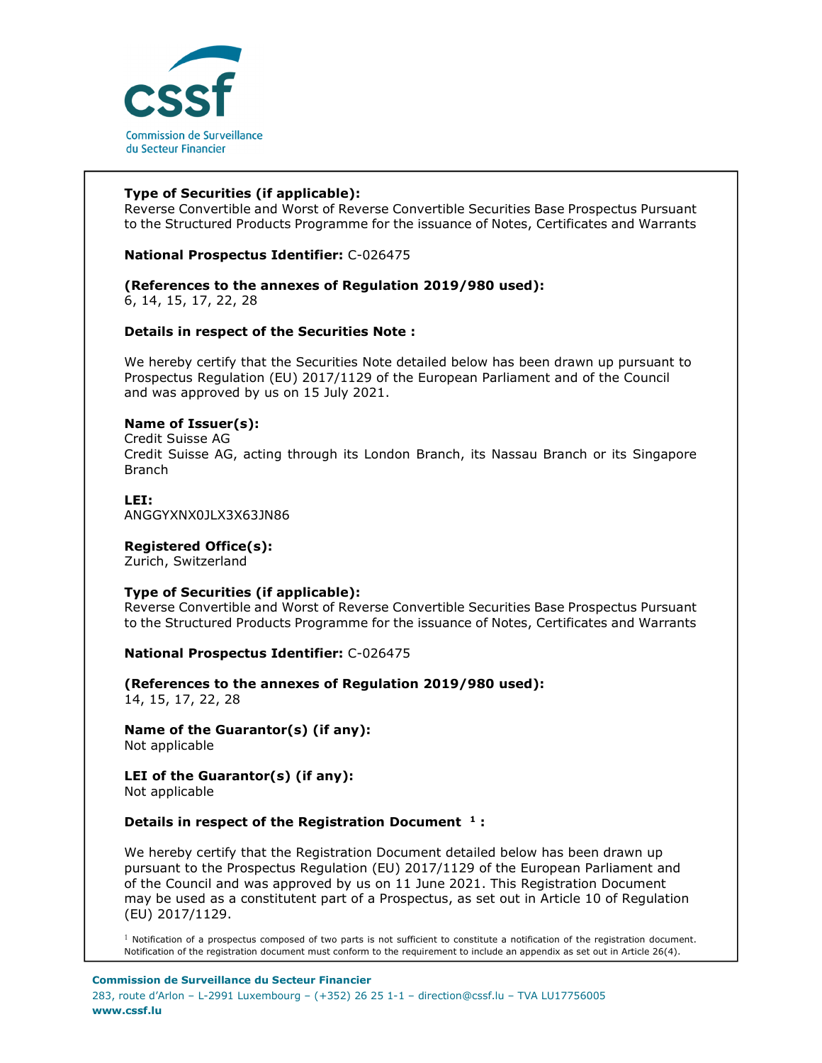**Type of Securities (if applicable):**
Reverse Convertible and Worst of Reverse Convertible Securities Base Prospectus Pursuant to the Structured Products Programme for the issuance of Notes, Certificates and Warrants

**National Prospectus Identifier:** C-026475

**(References to the annexes of Regulation 2019/980 used):**
6, 14, 15, 17, 22, 28

**Details in respect of the Securities Note :**

We hereby certify that the Securities Note detailed below has been drawn up pursuant to Prospectus Regulation (EU) 2017/1129 of the European Parliament and of the Council and was approved by us on 15 July 2021.

**Name of Issuer(s):**
Credit Suisse AG
Credit Suisse AG, acting through its London Branch, its Nassau Branch or its Singapore Branch

**LEI:**
ANGGYXNX0JLX3X63JN86

**Registered Office(s):**
Zurich, Switzerland

**Type of Securities (if applicable):**
Reverse Convertible and Worst of Reverse Convertible Securities Base Prospectus Pursuant to the Structured Products Programme for the issuance of Notes, Certificates and Warrants

**National Prospectus Identifier:** C-026475

**(References to the annexes of Regulation 2019/980 used):**
14, 15, 17, 22, 28

**Name of the Guarantor(s) (if any):**
Not applicable

**LEI of the Guarantor(s) (if any):**
Not applicable

**Details in respect of the Registration Document [1] :**

We hereby certify that the Registration Document detailed below has been drawn up pursuant to the Prospectus Regulation (EU) 2017/1129 of the European Parliament and of the Council and was approved by us on 11 June 2021. This Registration Document may be used as a constitutent part of a Prospectus, as set out in Article 10 of Regulation (EU) 2017/1129.

[1] Notification of a prospectus composed of two parts is not sufficient to constitute a notification of the registration document. Notification of the registration document must conform to the requirement to include an appendix as set out in Article 26(4).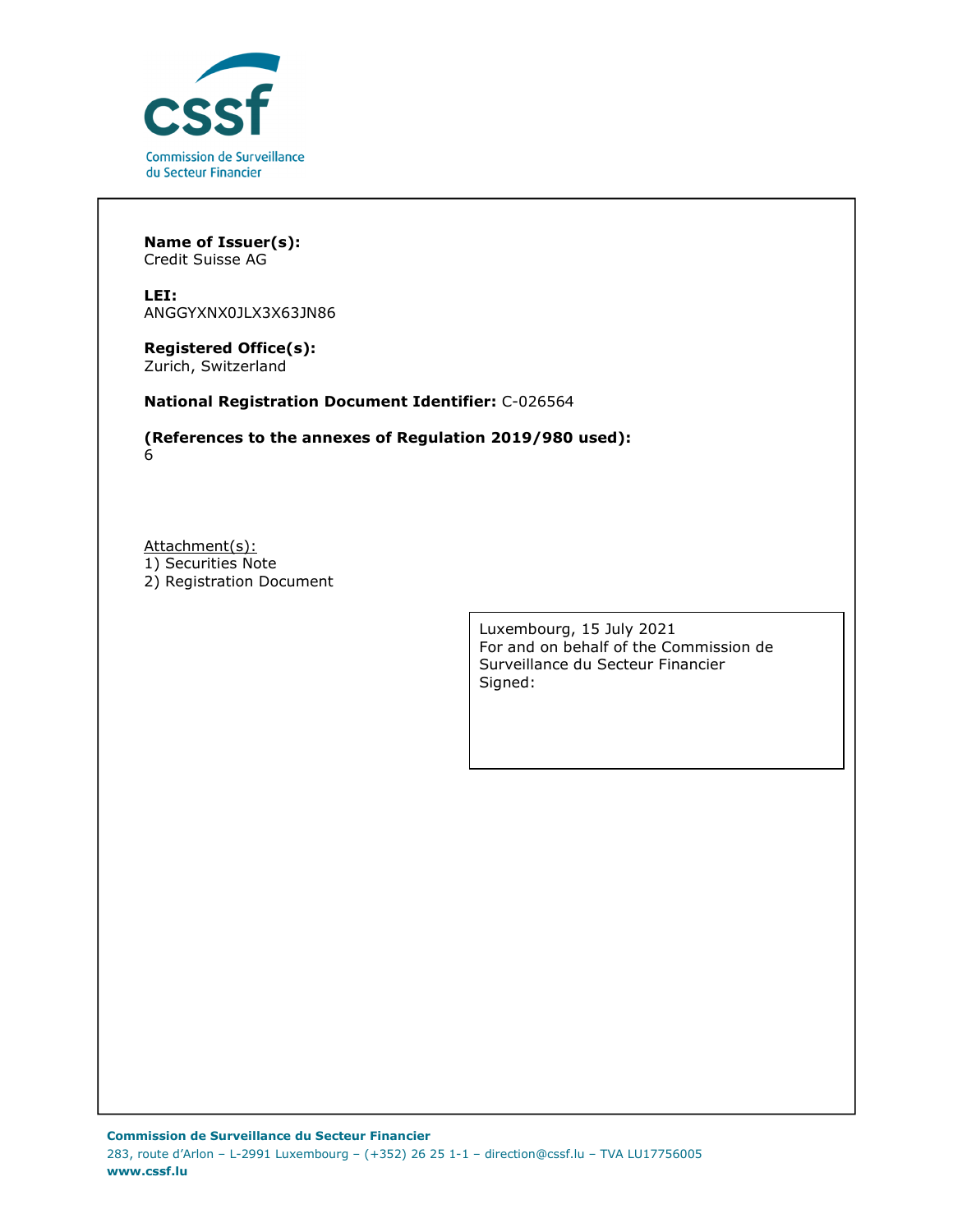cssf

Commission de Surveillance du Secteur Financier

**Name of Issuer(s):**
Credit Suisse AG

**LEI:**
ANGGYXNX0JLX3X63JN86

**Registered Office(s):**
Zurich, Switzerland

**National Registration Document Identifier:** C-026564

**(References to the annexes of Regulation 2019/980 used):**
6

Attachment(s):
1) Securities Note
2) Registration Document

Luxembourg, 15 July 2021
For and on behalf of the Commission de Surveillance du Secteur Financier
Signed:

**Commission de Surveillance du Secteur Financier**
283, route d'Arlon – L-2991 Luxembourg – (+352) 26 25 1-1 – direction@cssf.lu – TVA LU17756005
**www.cssf.lu**